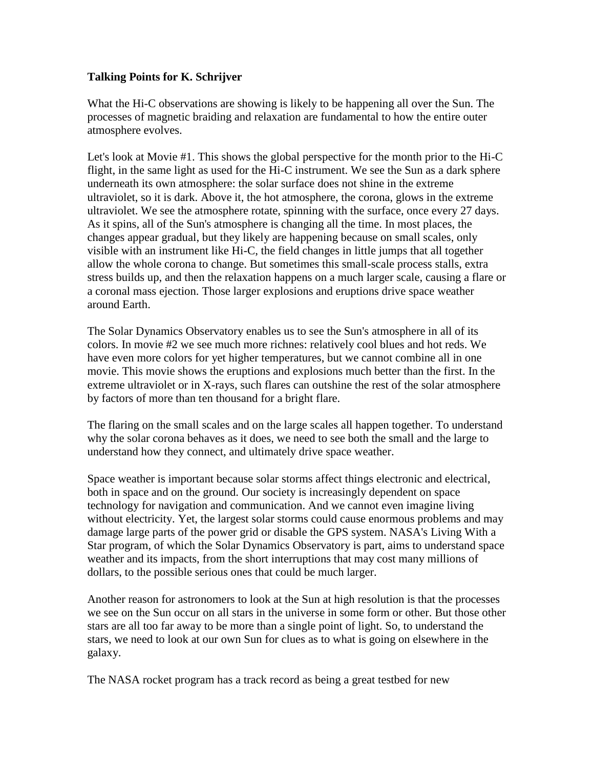**Talking Points for K. Schrijver**

What the Hi-C observations are showing is likely to be happening all over the Sun. The processes of magnetic braiding and relaxation are fundamental to how the entire outer atmosphere evolves.

Let's look at Movie #1. This shows the global perspective for the month prior to the Hi-C flight, in the same light as used for the Hi-C instrument. We see the Sun as a dark sphere underneath its own atmosphere: the solar surface does not shine in the extreme ultraviolet, so it is dark. Above it, the hot atmosphere, the corona, glows in the extreme ultraviolet. We see the atmosphere rotate, spinning with the surface, once every 27 days. As it spins, all of the Sun's atmosphere is changing all the time. In most places, the changes appear gradual, but they likely are happening because on small scales, only visible with an instrument like Hi-C, the field changes in little jumps that all together allow the whole corona to change. But sometimes this small-scale process stalls, extra stress builds up, and then the relaxation happens on a much larger scale, causing a flare or a coronal mass ejection. Those larger explosions and eruptions drive space weather around Earth.

The Solar Dynamics Observatory enables us to see the Sun's atmosphere in all of its colors. In movie #2 we see much more richnes: relatively cool blues and hot reds. We have even more colors for yet higher temperatures, but we cannot combine all in one movie. This movie shows the eruptions and explosions much better than the first. In the extreme ultraviolet or in X-rays, such flares can outshine the rest of the solar atmosphere by factors of more than ten thousand for a bright flare.

The flaring on the small scales and on the large scales all happen together. To understand why the solar corona behaves as it does, we need to see both the small and the large to understand how they connect, and ultimately drive space weather.

Space weather is important because solar storms affect things electronic and electrical, both in space and on the ground. Our society is increasingly dependent on space technology for navigation and communication. And we cannot even imagine living without electricity. Yet, the largest solar storms could cause enormous problems and may damage large parts of the power grid or disable the GPS system. NASA's Living With a Star program, of which the Solar Dynamics Observatory is part, aims to understand space weather and its impacts, from the short interruptions that may cost many millions of dollars, to the possible serious ones that could be much larger.

Another reason for astronomers to look at the Sun at high resolution is that the processes we see on the Sun occur on all stars in the universe in some form or other. But those other stars are all too far away to be more than a single point of light. So, to understand the stars, we need to look at our own Sun for clues as to what is going on elsewhere in the galaxy.

The NASA rocket program has a track record as being a great testbed for new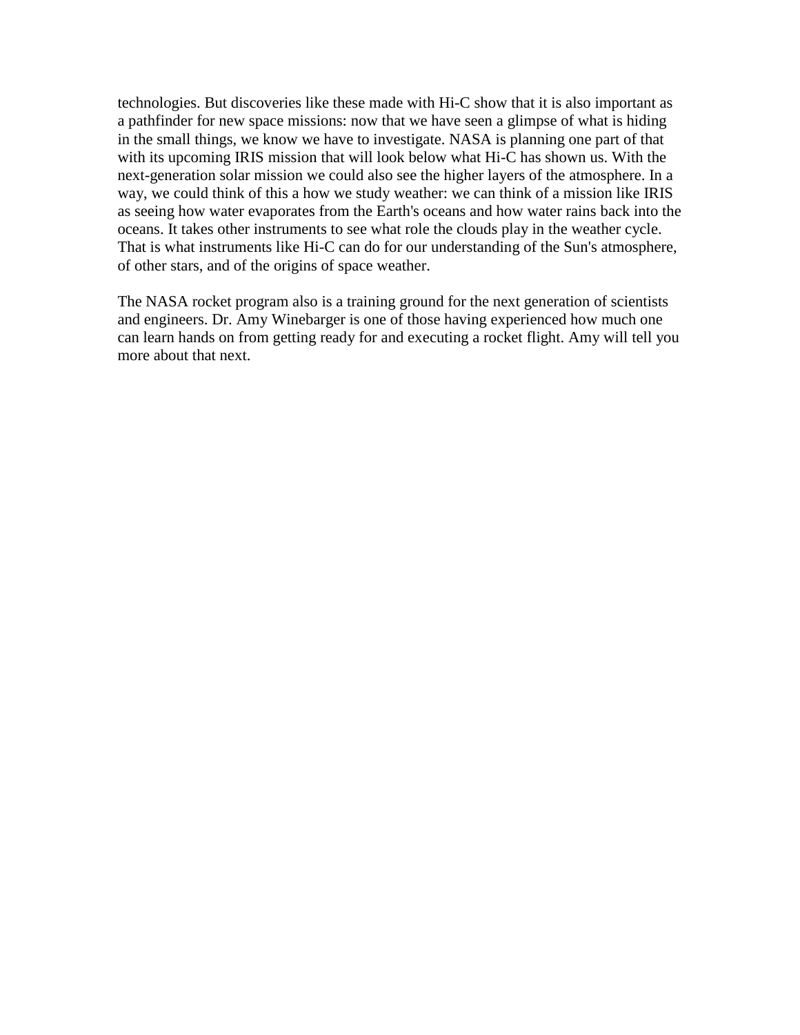technologies. But discoveries like these made with Hi-C show that it is also important as a pathfinder for new space missions: now that we have seen a glimpse of what is hiding in the small things, we know we have to investigate. NASA is planning one part of that with its upcoming IRIS mission that will look below what Hi-C has shown us. With the next-generation solar mission we could also see the higher layers of the atmosphere. In a way, we could think of this a how we study weather: we can think of a mission like IRIS as seeing how water evaporates from the Earth's oceans and how water rains back into the oceans. It takes other instruments to see what role the clouds play in the weather cycle. That is what instruments like Hi-C can do for our understanding of the Sun's atmosphere, of other stars, and of the origins of space weather.

The NASA rocket program also is a training ground for the next generation of scientists and engineers. Dr. Amy Winebarger is one of those having experienced how much one can learn hands on from getting ready for and executing a rocket flight. Amy will tell you more about that next.